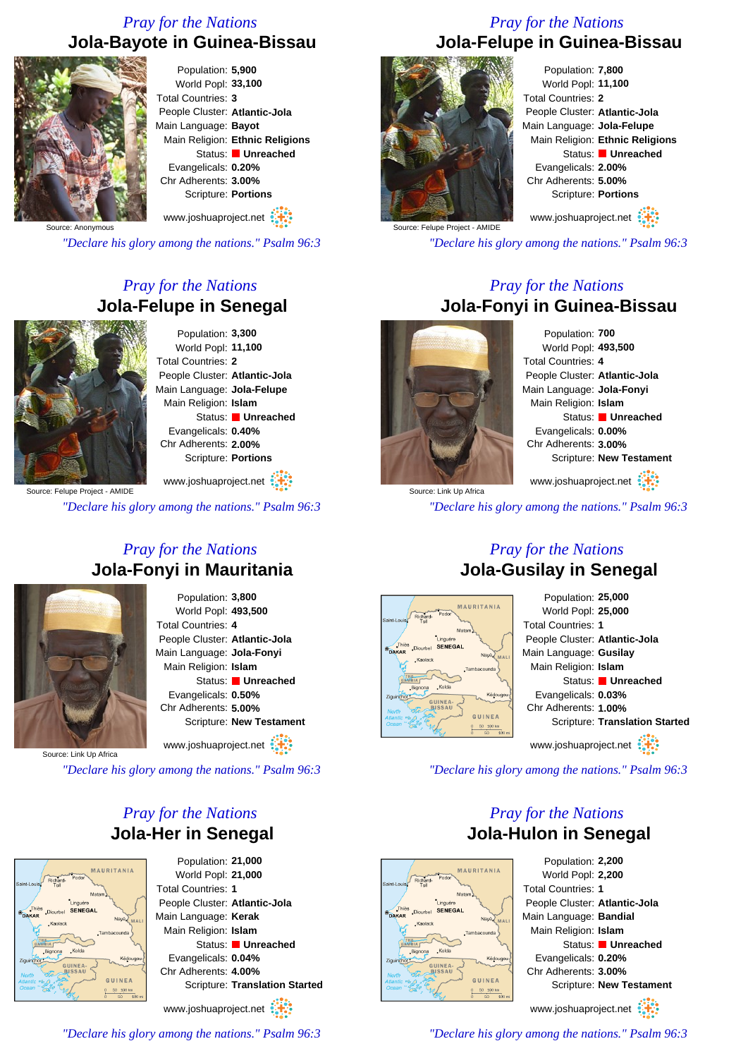*Pray for the Nations*

## Jola-Bayote in Guinea-Bissau

Source: Anonymous

Population: **5,900**
World Popl: **33,100**
Total Countries: **3**
People Cluster: **Atlantic-Jola**
Main Language: **Bayot**
Main Religion: **Ethnic Religions**
Status: **Unreached**
Evangelicals: **0.20%**
Chr Adherents: **3.00%**
Scripture: **Portions**

www.joshuaproject.net

*"Declare his glory among the nations." Psalm 96:3*

*Pray for the Nations*

## Jola-Felupe in Guinea-Bissau

Source: Felupe Project - AMIDE

Population: **7,800**
World Popl: **11,100**
Total Countries: **2**
People Cluster: **Atlantic-Jola**
Main Language: **Jola-Felupe**
Main Religion: **Ethnic Religions**
Status: **Unreached**
Evangelicals: **2.00%**
Chr Adherents: **5.00%**
Scripture: **Portions**

www.joshuaproject.net

*"Declare his glory among the nations." Psalm 96:3*

*Pray for the Nations*

## Jola-Felupe in Senegal

Source: Felupe Project - AMIDE

Population: **3,300**
World Popl: **11,100**
Total Countries: **2**
People Cluster: **Atlantic-Jola**
Main Language: **Jola-Felupe**
Main Religion: **Islam**
Status: **Unreached**
Evangelicals: **0.40%**
Chr Adherents: **2.00%**
Scripture: **Portions**

www.joshuaproject.net

*"Declare his glory among the nations." Psalm 96:3*

*Pray for the Nations*

## Jola-Fonyi in Guinea-Bissau

Source: Link Up Africa

Population: **700**
World Popl: **493,500**
Total Countries: **4**
People Cluster: **Atlantic-Jola**
Main Language: **Jola-Fonyi**
Main Religion: **Islam**
Status: **Unreached**
Evangelicals: **0.00%**
Chr Adherents: **3.00%**
Scripture: **New Testament**

www.joshuaproject.net

*"Declare his glory among the nations." Psalm 96:3*

*Pray for the Nations*

## Jola-Fonyi in Mauritania

Source: Link Up Africa

Population: **3,800**
World Popl: **493,500**
Total Countries: **4**
People Cluster: **Atlantic-Jola**
Main Language: **Jola-Fonyi**
Main Religion: **Islam**
Status: **Unreached**
Evangelicals: **0.50%**
Chr Adherents: **5.00%**
Scripture: **New Testament**

www.joshuaproject.net

*"Declare his glory among the nations." Psalm 96:3*

*Pray for the Nations*

## Jola-Gusilay in Senegal

Population: **25,000**
World Popl: **25,000**
Total Countries: **1**
People Cluster: **Atlantic-Jola**
Main Language: **Gusilay**
Main Religion: **Islam**
Status: **Unreached**
Evangelicals: **0.03%**
Chr Adherents: **1.00%**
Scripture: **Translation Started**

www.joshuaproject.net

*"Declare his glory among the nations." Psalm 96:3*

*Pray for the Nations*

## Jola-Her in Senegal

Population: **21,000**
World Popl: **21,000**
Total Countries: **1**
People Cluster: **Atlantic-Jola**
Main Language: **Kerak**
Main Religion: **Islam**
Status: **Unreached**
Evangelicals: **0.04%**
Chr Adherents: **4.00%**
Scripture: **Translation Started**

www.joshuaproject.net

*"Declare his glory among the nations." Psalm 96:3*

*Pray for the Nations*

## Jola-Hulon in Senegal

Population: **2,200**
World Popl: **2,200**
Total Countries: **1**
People Cluster: **Atlantic-Jola**
Main Language: **Bandial**
Main Religion: **Islam**
Status: **Unreached**
Evangelicals: **0.20%**
Chr Adherents: **3.00%**
Scripture: **New Testament**

www.joshuaproject.net

*"Declare his glory among the nations." Psalm 96:3*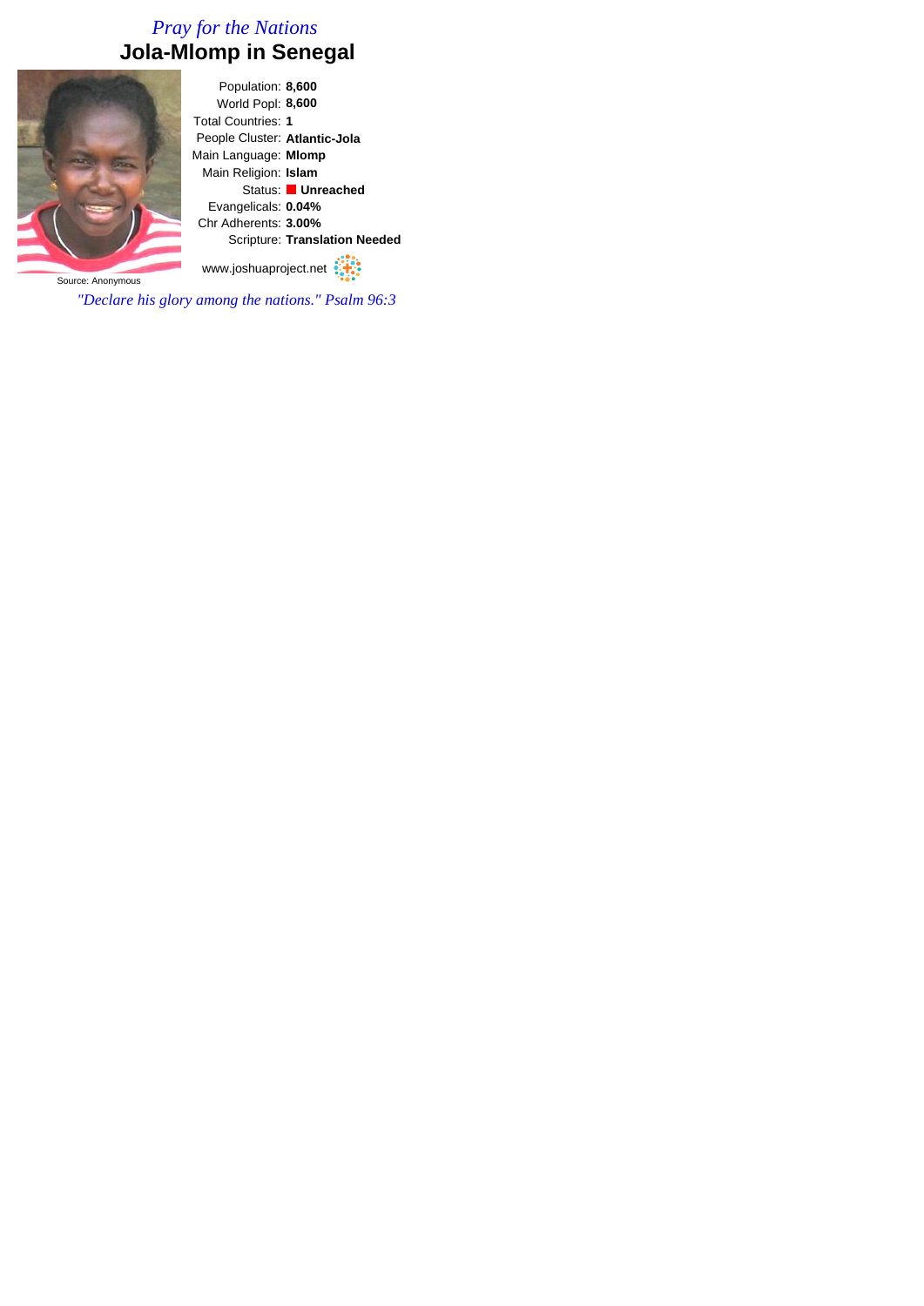*Pray for the Nations*

# Jola-Mlomp in Senegal

Source: Anonymous

Population: **8,600**
World Popl: **8,600**
Total Countries: **1**
People Cluster: **Atlantic-Jola**
Main Language: **Mlomp**
Main Religion: **Islam**
Status: **Unreached**
Evangelicals: **0.04%**
Chr Adherents: **3.00%**
Scripture: **Translation Needed**

www.joshuaproject.net

*"Declare his glory among the nations." Psalm 96:3*